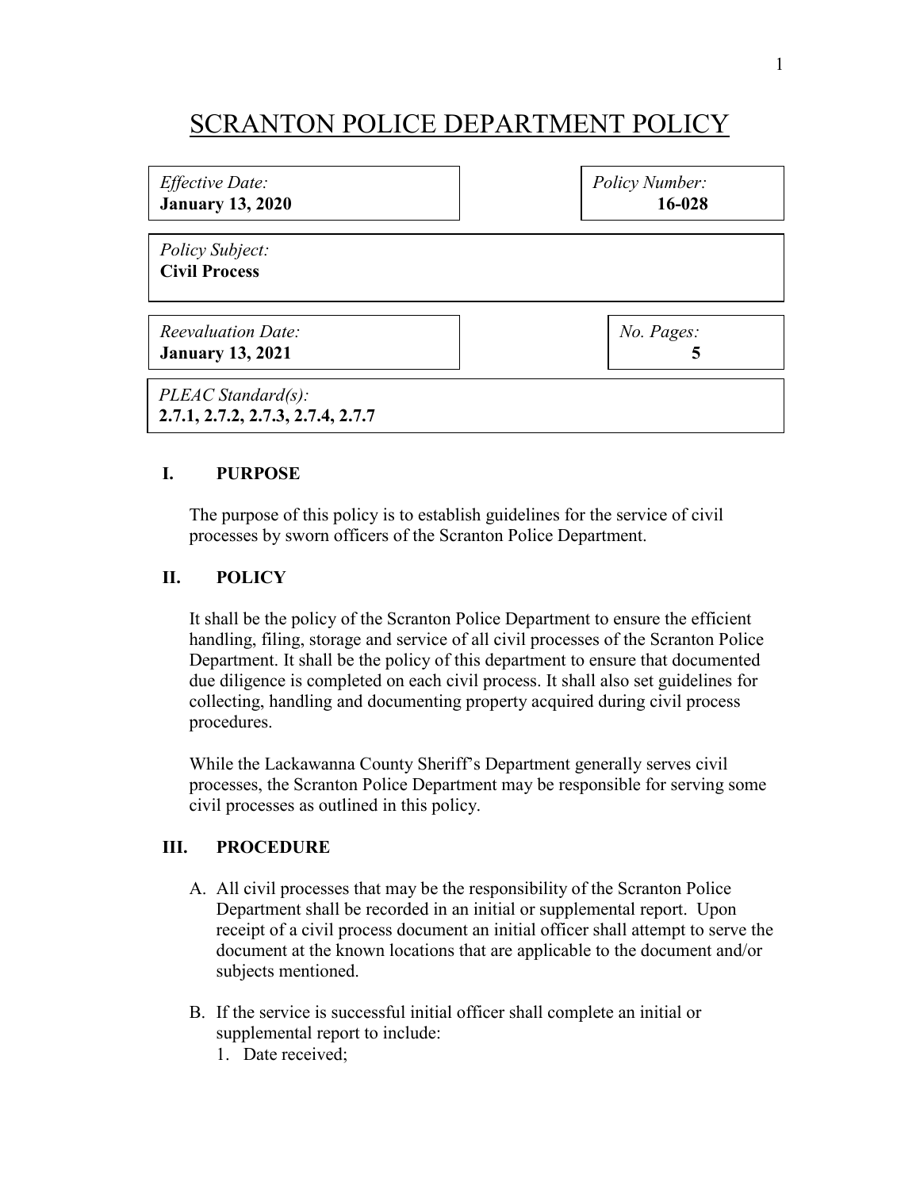# SCRANTON POLICE DEPARTMENT POLICY

| *Effective Date:* **January 13, 2020** | *Policy Number:* **16-028** |
|---|---|
| *Policy Subject:* **Civil Process** | |
| *Reevaluation Date:* **January 13, 2021** | *No. Pages:* **5** |
| *PLEAC Standard(s):* **2.7.1, 2.7.2, 2.7.3, 2.7.4, 2.7.7** | |

## I. PURPOSE

The purpose of this policy is to establish guidelines for the service of civil processes by sworn officers of the Scranton Police Department.

## II. POLICY

It shall be the policy of the Scranton Police Department to ensure the efficient handling, filing, storage and service of all civil processes of the Scranton Police Department. It shall be the policy of this department to ensure that documented due diligence is completed on each civil process. It shall also set guidelines for collecting, handling and documenting property acquired during civil process procedures.

While the Lackawanna County Sheriff's Department generally serves civil processes, the Scranton Police Department may be responsible for serving some civil processes as outlined in this policy.

## III. PROCEDURE

A. All civil processes that may be the responsibility of the Scranton Police Department shall be recorded in an initial or supplemental report. Upon receipt of a civil process document an initial officer shall attempt to serve the document at the known locations that are applicable to the document and/or subjects mentioned.

B. If the service is successful initial officer shall complete an initial or supplemental report to include:
   1. Date received;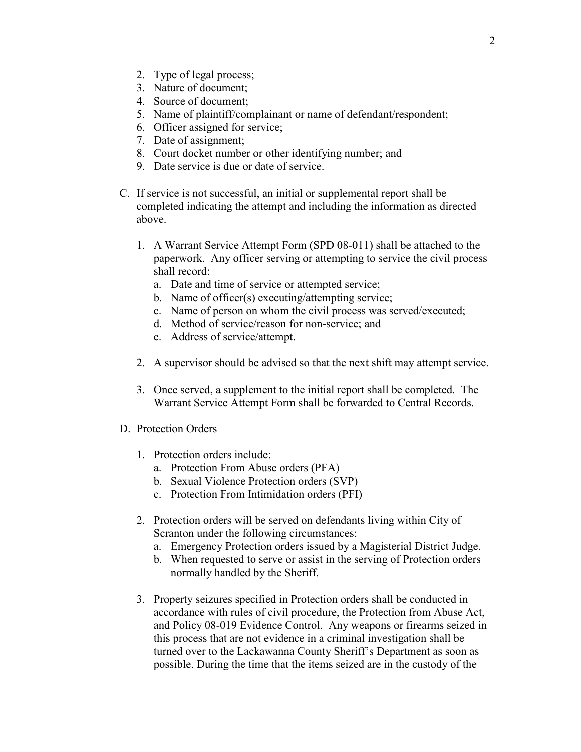2. Type of legal process;
3. Nature of document;
4. Source of document;
5. Name of plaintiff/complainant or name of defendant/respondent;
6. Officer assigned for service;
7. Date of assignment;
8. Court docket number or other identifying number; and
9. Date service is due or date of service.

C. If service is not successful, an initial or supplemental report shall be completed indicating the attempt and including the information as directed above.

   1. A Warrant Service Attempt Form (SPD 08-011) shall be attached to the paperwork. Any officer serving or attempting to service the civil process shall record:
      a. Date and time of service or attempted service;
      b. Name of officer(s) executing/attempting service;
      c. Name of person on whom the civil process was served/executed;
      d. Method of service/reason for non-service; and
      e. Address of service/attempt.

   2. A supervisor should be advised so that the next shift may attempt service.

   3. Once served, a supplement to the initial report shall be completed. The Warrant Service Attempt Form shall be forwarded to Central Records.

D. Protection Orders

   1. Protection orders include:
      a. Protection From Abuse orders (PFA)
      b. Sexual Violence Protection orders (SVP)
      c. Protection From Intimidation orders (PFI)

   2. Protection orders will be served on defendants living within City of Scranton under the following circumstances:
      a. Emergency Protection orders issued by a Magisterial District Judge.
      b. When requested to serve or assist in the serving of Protection orders normally handled by the Sheriff.

   3. Property seizures specified in Protection orders shall be conducted in accordance with rules of civil procedure, the Protection from Abuse Act, and Policy 08-019 Evidence Control. Any weapons or firearms seized in this process that are not evidence in a criminal investigation shall be turned over to the Lackawanna County Sheriff's Department as soon as possible. During the time that the items seized are in the custody of the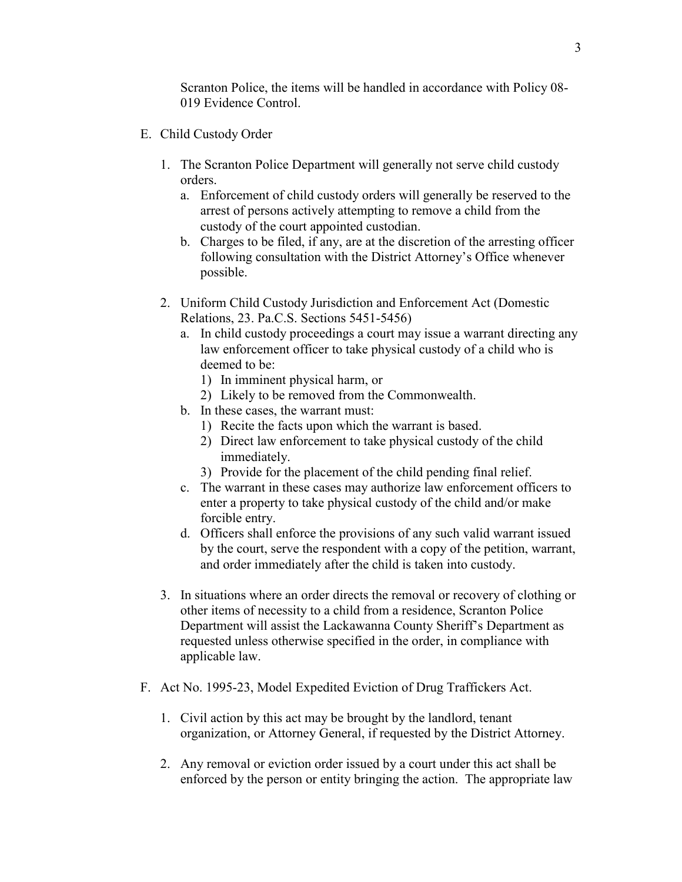Scranton Police, the items will be handled in accordance with Policy 08-019 Evidence Control.

E. Child Custody Order

   1. The Scranton Police Department will generally not serve child custody orders.
      a. Enforcement of child custody orders will generally be reserved to the arrest of persons actively attempting to remove a child from the custody of the court appointed custodian.
      b. Charges to be filed, if any, are at the discretion of the arresting officer following consultation with the District Attorney's Office whenever possible.

   2. Uniform Child Custody Jurisdiction and Enforcement Act (Domestic Relations, 23. Pa.C.S. Sections 5451-5456)
      a. In child custody proceedings a court may issue a warrant directing any law enforcement officer to take physical custody of a child who is deemed to be:
         1) In imminent physical harm, or
         2) Likely to be removed from the Commonwealth.
      b. In these cases, the warrant must:
         1) Recite the facts upon which the warrant is based.
         2) Direct law enforcement to take physical custody of the child immediately.
         3) Provide for the placement of the child pending final relief.
      c. The warrant in these cases may authorize law enforcement officers to enter a property to take physical custody of the child and/or make forcible entry.
      d. Officers shall enforce the provisions of any such valid warrant issued by the court, serve the respondent with a copy of the petition, warrant, and order immediately after the child is taken into custody.

   3. In situations where an order directs the removal or recovery of clothing or other items of necessity to a child from a residence, Scranton Police Department will assist the Lackawanna County Sheriff's Department as requested unless otherwise specified in the order, in compliance with applicable law.

F. Act No. 1995-23, Model Expedited Eviction of Drug Traffickers Act.

   1. Civil action by this act may be brought by the landlord, tenant organization, or Attorney General, if requested by the District Attorney.

   2. Any removal or eviction order issued by a court under this act shall be enforced by the person or entity bringing the action. The appropriate law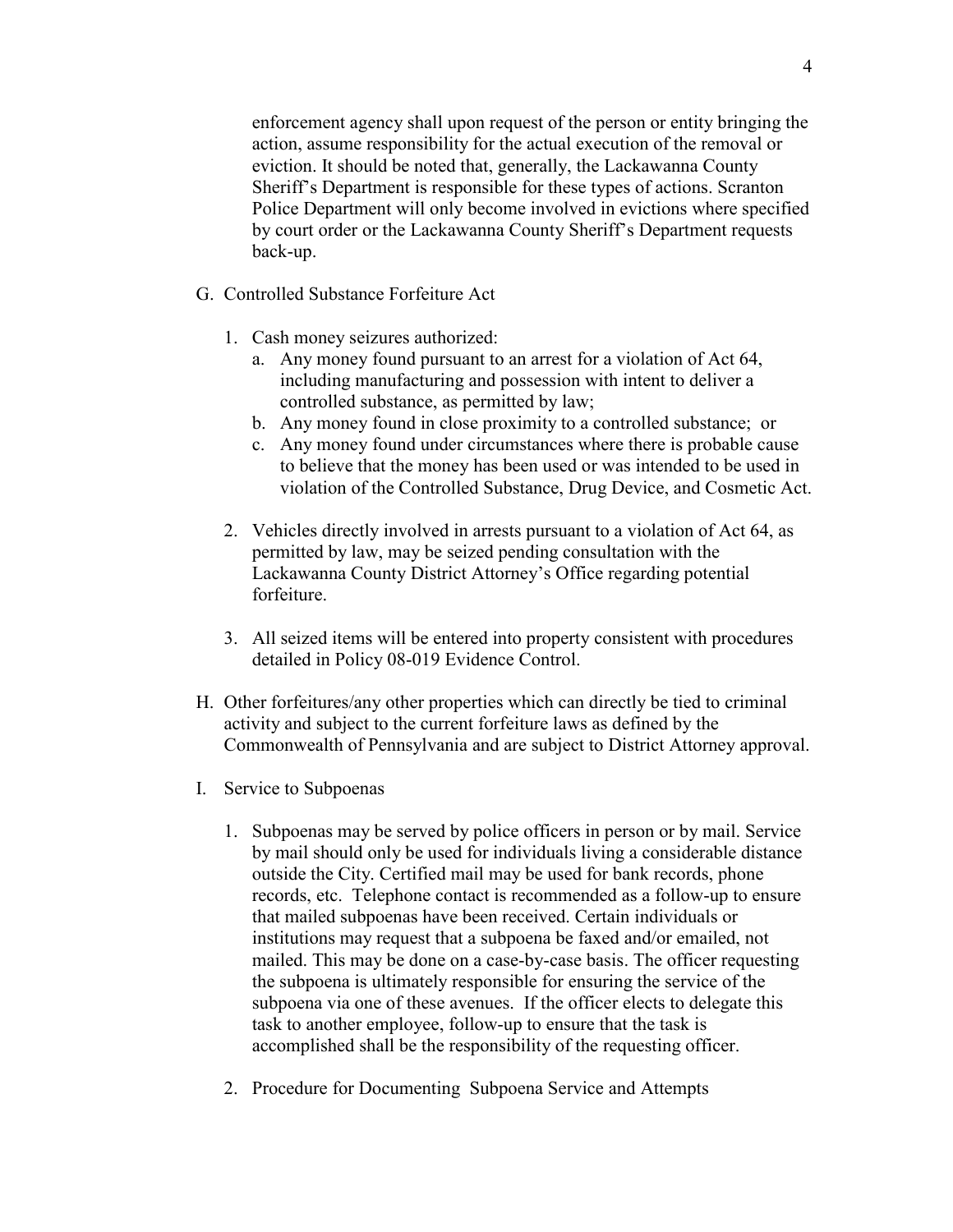enforcement agency shall upon request of the person or entity bringing the action, assume responsibility for the actual execution of the removal or eviction. It should be noted that, generally, the Lackawanna County Sheriff's Department is responsible for these types of actions. Scranton Police Department will only become involved in evictions where specified by court order or the Lackawanna County Sheriff's Department requests back-up.

G. Controlled Substance Forfeiture Act

   1. Cash money seizures authorized:
      a. Any money found pursuant to an arrest for a violation of Act 64, including manufacturing and possession with intent to deliver a controlled substance, as permitted by law;
      b. Any money found in close proximity to a controlled substance; or
      c. Any money found under circumstances where there is probable cause to believe that the money has been used or was intended to be used in violation of the Controlled Substance, Drug Device, and Cosmetic Act.

   2. Vehicles directly involved in arrests pursuant to a violation of Act 64, as permitted by law, may be seized pending consultation with the Lackawanna County District Attorney's Office regarding potential forfeiture.

   3. All seized items will be entered into property consistent with procedures detailed in Policy 08-019 Evidence Control.

H. Other forfeitures/any other properties which can directly be tied to criminal activity and subject to the current forfeiture laws as defined by the Commonwealth of Pennsylvania and are subject to District Attorney approval.

I. Service to Subpoenas

   1. Subpoenas may be served by police officers in person or by mail. Service by mail should only be used for individuals living a considerable distance outside the City. Certified mail may be used for bank records, phone records, etc. Telephone contact is recommended as a follow-up to ensure that mailed subpoenas have been received. Certain individuals or institutions may request that a subpoena be faxed and/or emailed, not mailed. This may be done on a case-by-case basis. The officer requesting the subpoena is ultimately responsible for ensuring the service of the subpoena via one of these avenues. If the officer elects to delegate this task to another employee, follow-up to ensure that the task is accomplished shall be the responsibility of the requesting officer.

   2. Procedure for Documenting Subpoena Service and Attempts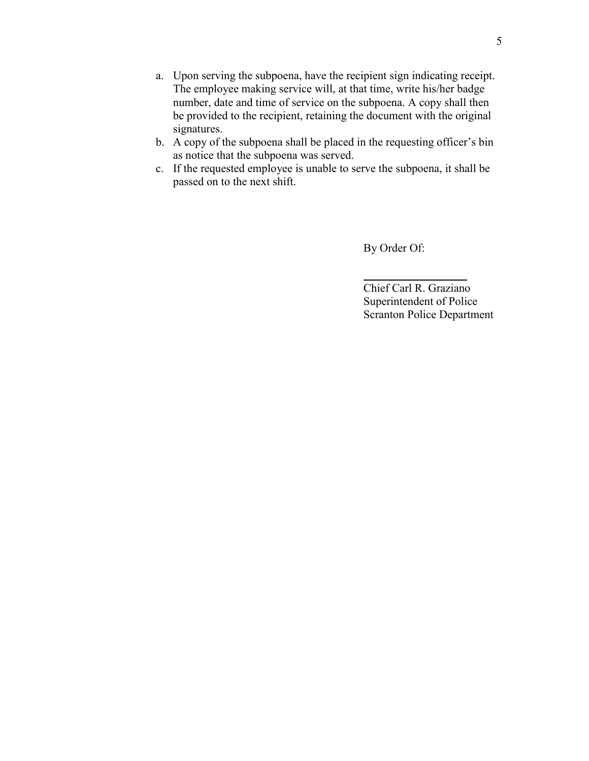a. Upon serving the subpoena, have the recipient sign indicating receipt. The employee making service will, at that time, write his/her badge number, date and time of service on the subpoena. A copy shall then be provided to the recipient, retaining the document with the original signatures.
b. A copy of the subpoena shall be placed in the requesting officer's bin as notice that the subpoena was served.
c. If the requested employee is unable to serve the subpoena, it shall be passed on to the next shift.

By Order Of:

\_\_\_\_\_\_\_\_\_\_\_\_\_\_\_\_\_\_\_\_

Chief Carl R. Graziano
Superintendent of Police
Scranton Police Department